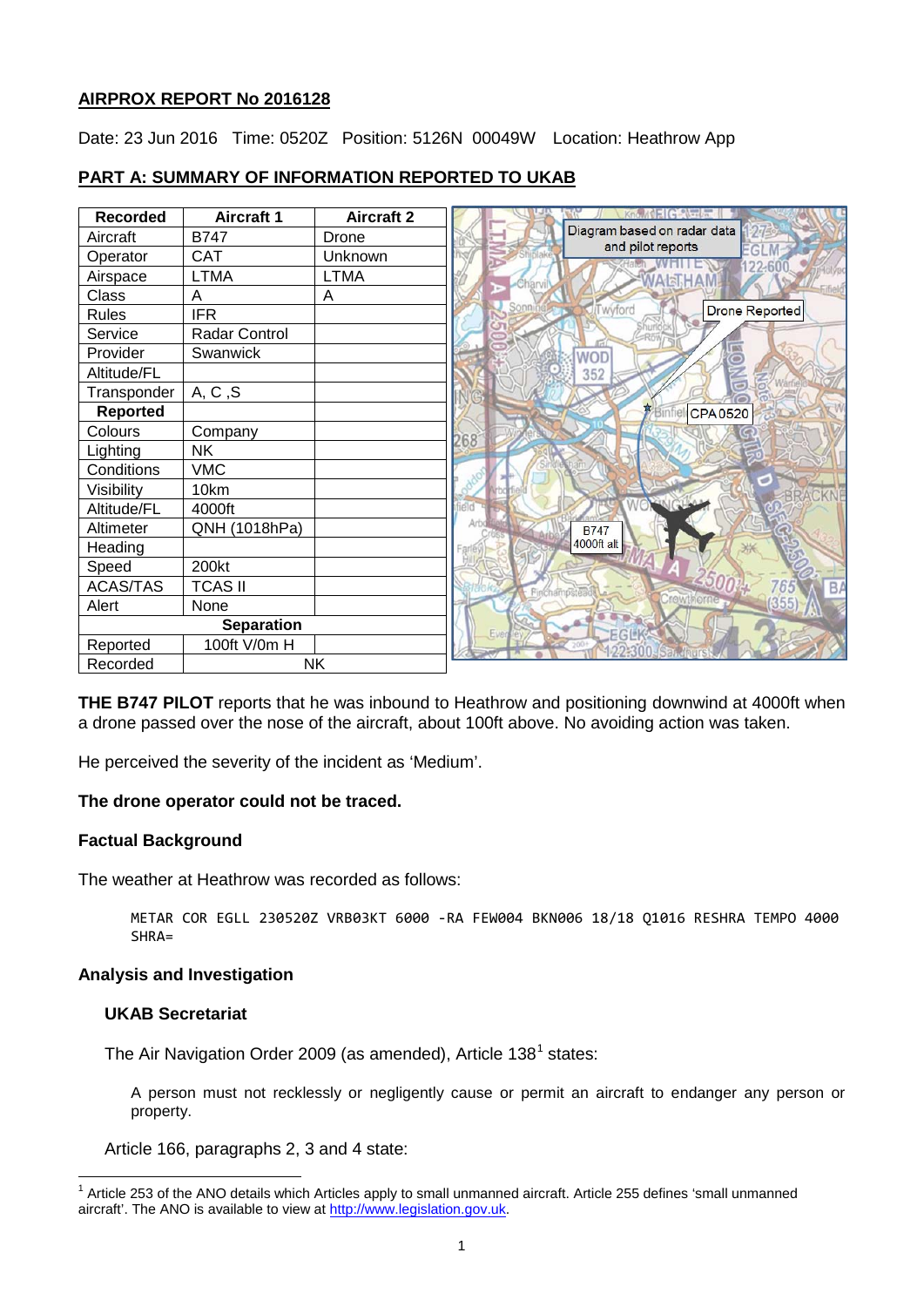## AIRPROX REPORT No 2016128

Date: 23 Jun 2016 Time: 0520Z Position: 5126N 00049W Location: Heathrow App

## PART A: SUMMARY OF INFORMATION REPORTED TO UKAB

| Recorded | Aircraft 1 | Aircraft 2 |
|---|---|---|
| Aircraft | B747 | Drone |
| Operator | CAT | Unknown |
| Airspace | LTMA | LTMA |
| Class | A | A |
| Rules | IFR | |
| Service | Radar Control | |
| Provider | Swanwick | |
| Altitude/FL | | |
| Transponder | A, C ,S | |
| **Reported** | | |
| Colours | Company | |
| Lighting | NK | |
| Conditions | VMC | |
| Visibility | 10km | |
| Altitude/FL | 4000ft | |
| Altimeter | QNH (1018hPa) | |
| Heading | | |
| Speed | 200kt | |
| ACAS/TAS | TCAS II | |
| Alert | None | |
| **Separation** | | |
| Reported | 100ft V/0m H | |
| Recorded | NK | |

**THE B747 PILOT** reports that he was inbound to Heathrow and positioning downwind at 4000ft when a drone passed over the nose of the aircraft, about 100ft above. No avoiding action was taken.

He perceived the severity of the incident as 'Medium'.

**The drone operator could not be traced.**

### Factual Background

The weather at Heathrow was recorded as follows:

```
METAR COR EGLL 230520Z VRB03KT 6000 -RA FEW004 BKN006 18/18 Q1016 RESHRA TEMPO 4000
SHRA=
```

### Analysis and Investigation

#### UKAB Secretariat

The Air Navigation Order 2009 (as amended), Article 138[1] states:

> A person must not recklessly or negligently cause or permit an aircraft to endanger any person or property.

Article 166, paragraphs 2, 3 and 4 state:

[1] Article 253 of the ANO details which Articles apply to small unmanned aircraft. Article 255 defines 'small unmanned aircraft'. The ANO is available to view at http://www.legislation.gov.uk.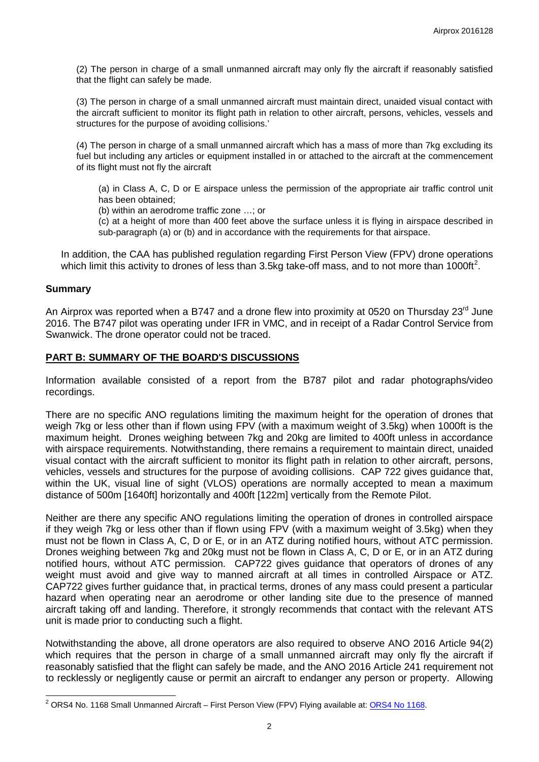(2) The person in charge of a small unmanned aircraft may only fly the aircraft if reasonably satisfied that the flight can safely be made.

(3) The person in charge of a small unmanned aircraft must maintain direct, unaided visual contact with the aircraft sufficient to monitor its flight path in relation to other aircraft, persons, vehicles, vessels and structures for the purpose of avoiding collisions.'

(4) The person in charge of a small unmanned aircraft which has a mass of more than 7kg excluding its fuel but including any articles or equipment installed in or attached to the aircraft at the commencement of its flight must not fly the aircraft

(a) in Class A, C, D or E airspace unless the permission of the appropriate air traffic control unit has been obtained;

(b) within an aerodrome traffic zone …; or

(c) at a height of more than 400 feet above the surface unless it is flying in airspace described in sub-paragraph (a) or (b) and in accordance with the requirements for that airspace.

In addition, the CAA has published regulation regarding First Person View (FPV) drone operations which limit this activity to drones of less than 3.5kg take-off mass, and to not more than 1000ft[2].

## Summary

An Airprox was reported when a B747 and a drone flew into proximity at 0520 on Thursday 23[rd] June 2016. The B747 pilot was operating under IFR in VMC, and in receipt of a Radar Control Service from Swanwick. The drone operator could not be traced.

## PART B: SUMMARY OF THE BOARD'S DISCUSSIONS

Information available consisted of a report from the B787 pilot and radar photographs/video recordings.

There are no specific ANO regulations limiting the maximum height for the operation of drones that weigh 7kg or less other than if flown using FPV (with a maximum weight of 3.5kg) when 1000ft is the maximum height. Drones weighing between 7kg and 20kg are limited to 400ft unless in accordance with airspace requirements. Notwithstanding, there remains a requirement to maintain direct, unaided visual contact with the aircraft sufficient to monitor its flight path in relation to other aircraft, persons, vehicles, vessels and structures for the purpose of avoiding collisions. CAP 722 gives guidance that, within the UK, visual line of sight (VLOS) operations are normally accepted to mean a maximum distance of 500m [1640ft] horizontally and 400ft [122m] vertically from the Remote Pilot.

Neither are there any specific ANO regulations limiting the operation of drones in controlled airspace if they weigh 7kg or less other than if flown using FPV (with a maximum weight of 3.5kg) when they must not be flown in Class A, C, D or E, or in an ATZ during notified hours, without ATC permission. Drones weighing between 7kg and 20kg must not be flown in Class A, C, D or E, or in an ATZ during notified hours, without ATC permission. CAP722 gives guidance that operators of drones of any weight must avoid and give way to manned aircraft at all times in controlled Airspace or ATZ. CAP722 gives further guidance that, in practical terms, drones of any mass could present a particular hazard when operating near an aerodrome or other landing site due to the presence of manned aircraft taking off and landing. Therefore, it strongly recommends that contact with the relevant ATS unit is made prior to conducting such a flight.

Notwithstanding the above, all drone operators are also required to observe ANO 2016 Article 94(2) which requires that the person in charge of a small unmanned aircraft may only fly the aircraft if reasonably satisfied that the flight can safely be made, and the ANO 2016 Article 241 requirement not to recklessly or negligently cause or permit an aircraft to endanger any person or property. Allowing

[2] ORS4 No. 1168 Small Unmanned Aircraft – First Person View (FPV) Flying available at: ORS4 No 1168.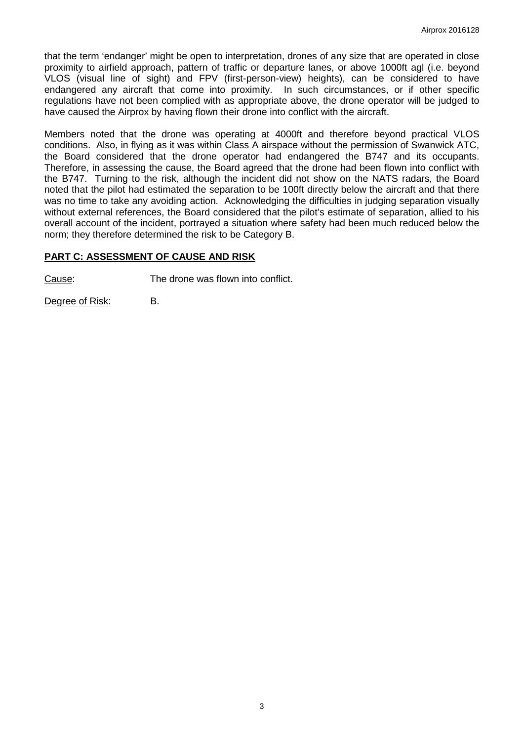that the term 'endanger' might be open to interpretation, drones of any size that are operated in close proximity to airfield approach, pattern of traffic or departure lanes, or above 1000ft agl (i.e. beyond VLOS (visual line of sight) and FPV (first-person-view) heights), can be considered to have endangered any aircraft that come into proximity. In such circumstances, or if other specific regulations have not been complied with as appropriate above, the drone operator will be judged to have caused the Airprox by having flown their drone into conflict with the aircraft.

Members noted that the drone was operating at 4000ft and therefore beyond practical VLOS conditions. Also, in flying as it was within Class A airspace without the permission of Swanwick ATC, the Board considered that the drone operator had endangered the B747 and its occupants. Therefore, in assessing the cause, the Board agreed that the drone had been flown into conflict with the B747. Turning to the risk, although the incident did not show on the NATS radars, the Board noted that the pilot had estimated the separation to be 100ft directly below the aircraft and that there was no time to take any avoiding action. Acknowledging the difficulties in judging separation visually without external references, the Board considered that the pilot's estimate of separation, allied to his overall account of the incident, portrayed a situation where safety had been much reduced below the norm; they therefore determined the risk to be Category B.

## PART C: ASSESSMENT OF CAUSE AND RISK

Cause: The drone was flown into conflict.

Degree of Risk: B.